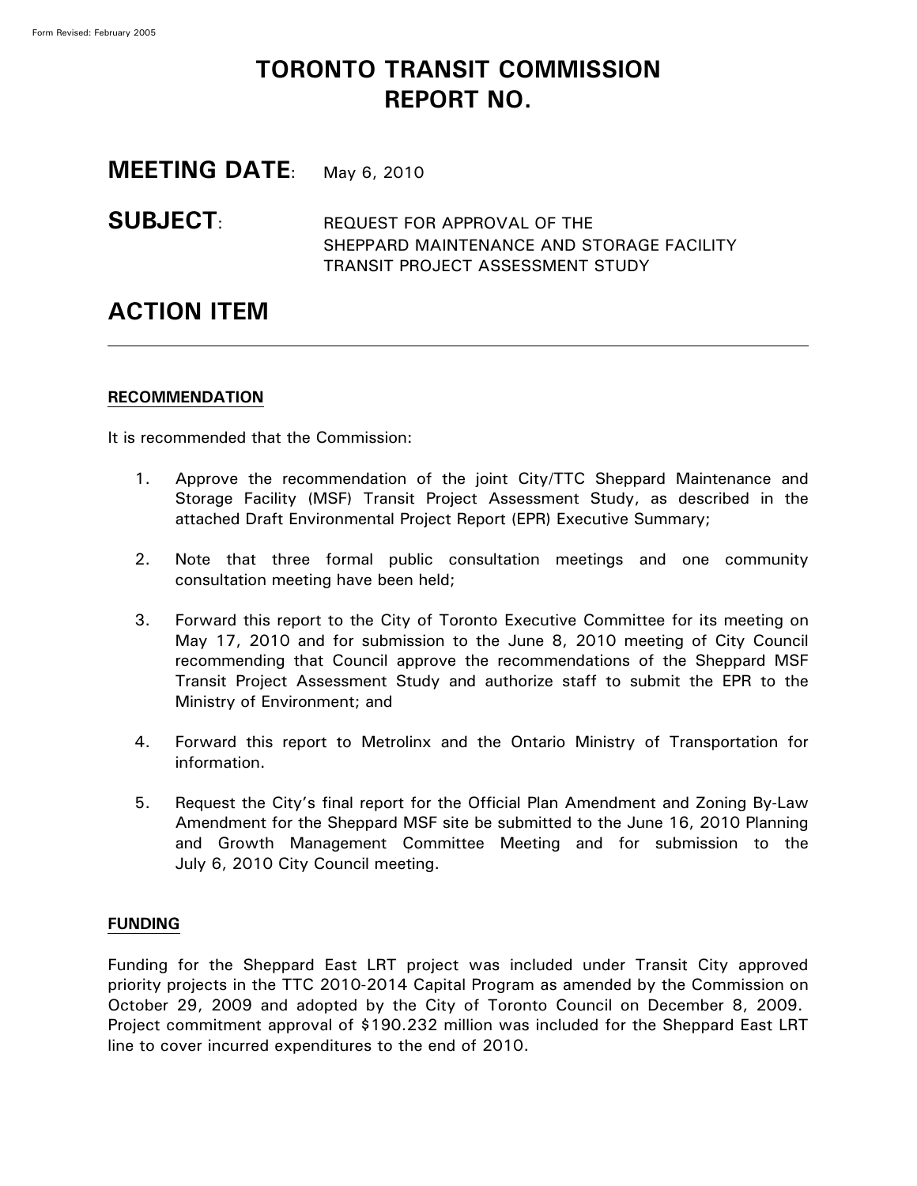Form Revised: February 2005

# TORONTO TRANSIT COMMISSION
# REPORT NO.

## MEETING DATE: May 6, 2010

## SUBJECT: REQUEST FOR APPROVAL OF THE SHEPPARD MAINTENANCE AND STORAGE FACILITY TRANSIT PROJECT ASSESSMENT STUDY

## ACTION ITEM

---

### RECOMMENDATION

It is recommended that the Commission:

1. Approve the recommendation of the joint City/TTC Sheppard Maintenance and Storage Facility (MSF) Transit Project Assessment Study, as described in the attached Draft Environmental Project Report (EPR) Executive Summary;

2. Note that three formal public consultation meetings and one community consultation meeting have been held;

3. Forward this report to the City of Toronto Executive Committee for its meeting on May 17, 2010 and for submission to the June 8, 2010 meeting of City Council recommending that Council approve the recommendations of the Sheppard MSF Transit Project Assessment Study and authorize staff to submit the EPR to the Ministry of Environment; and

4. Forward this report to Metrolinx and the Ontario Ministry of Transportation for information.

5. Request the City's final report for the Official Plan Amendment and Zoning By-Law Amendment for the Sheppard MSF site be submitted to the June 16, 2010 Planning and Growth Management Committee Meeting and for submission to the July 6, 2010 City Council meeting.

### FUNDING

Funding for the Sheppard East LRT project was included under Transit City approved priority projects in the TTC 2010-2014 Capital Program as amended by the Commission on October 29, 2009 and adopted by the City of Toronto Council on December 8, 2009. Project commitment approval of $190.232 million was included for the Sheppard East LRT line to cover incurred expenditures to the end of 2010.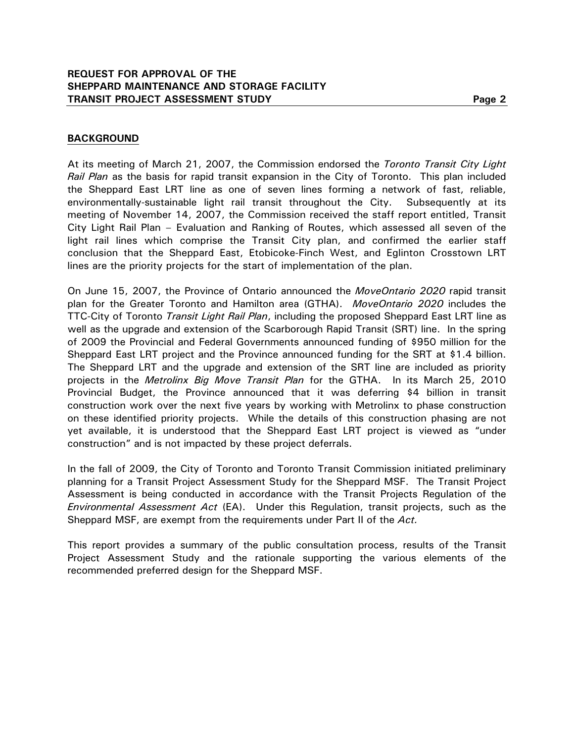## BACKGROUND

At its meeting of March 21, 2007, the Commission endorsed the *Toronto Transit City Light Rail Plan* as the basis for rapid transit expansion in the City of Toronto. This plan included the Sheppard East LRT line as one of seven lines forming a network of fast, reliable, environmentally-sustainable light rail transit throughout the City. Subsequently at its meeting of November 14, 2007, the Commission received the staff report entitled, Transit City Light Rail Plan – Evaluation and Ranking of Routes, which assessed all seven of the light rail lines which comprise the Transit City plan, and confirmed the earlier staff conclusion that the Sheppard East, Etobicoke-Finch West, and Eglinton Crosstown LRT lines are the priority projects for the start of implementation of the plan.

On June 15, 2007, the Province of Ontario announced the *MoveOntario 2020* rapid transit plan for the Greater Toronto and Hamilton area (GTHA). *MoveOntario 2020* includes the TTC-City of Toronto *Transit Light Rail Plan*, including the proposed Sheppard East LRT line as well as the upgrade and extension of the Scarborough Rapid Transit (SRT) line. In the spring of 2009 the Provincial and Federal Governments announced funding of $950 million for the Sheppard East LRT project and the Province announced funding for the SRT at $1.4 billion. The Sheppard LRT and the upgrade and extension of the SRT line are included as priority projects in the *Metrolinx Big Move Transit Plan* for the GTHA. In its March 25, 2010 Provincial Budget, the Province announced that it was deferring $4 billion in transit construction work over the next five years by working with Metrolinx to phase construction on these identified priority projects. While the details of this construction phasing are not yet available, it is understood that the Sheppard East LRT project is viewed as "under construction" and is not impacted by these project deferrals.

In the fall of 2009, the City of Toronto and Toronto Transit Commission initiated preliminary planning for a Transit Project Assessment Study for the Sheppard MSF. The Transit Project Assessment is being conducted in accordance with the Transit Projects Regulation of the *Environmental Assessment Act* (EA). Under this Regulation, transit projects, such as the Sheppard MSF, are exempt from the requirements under Part II of the *Act.*

This report provides a summary of the public consultation process, results of the Transit Project Assessment Study and the rationale supporting the various elements of the recommended preferred design for the Sheppard MSF.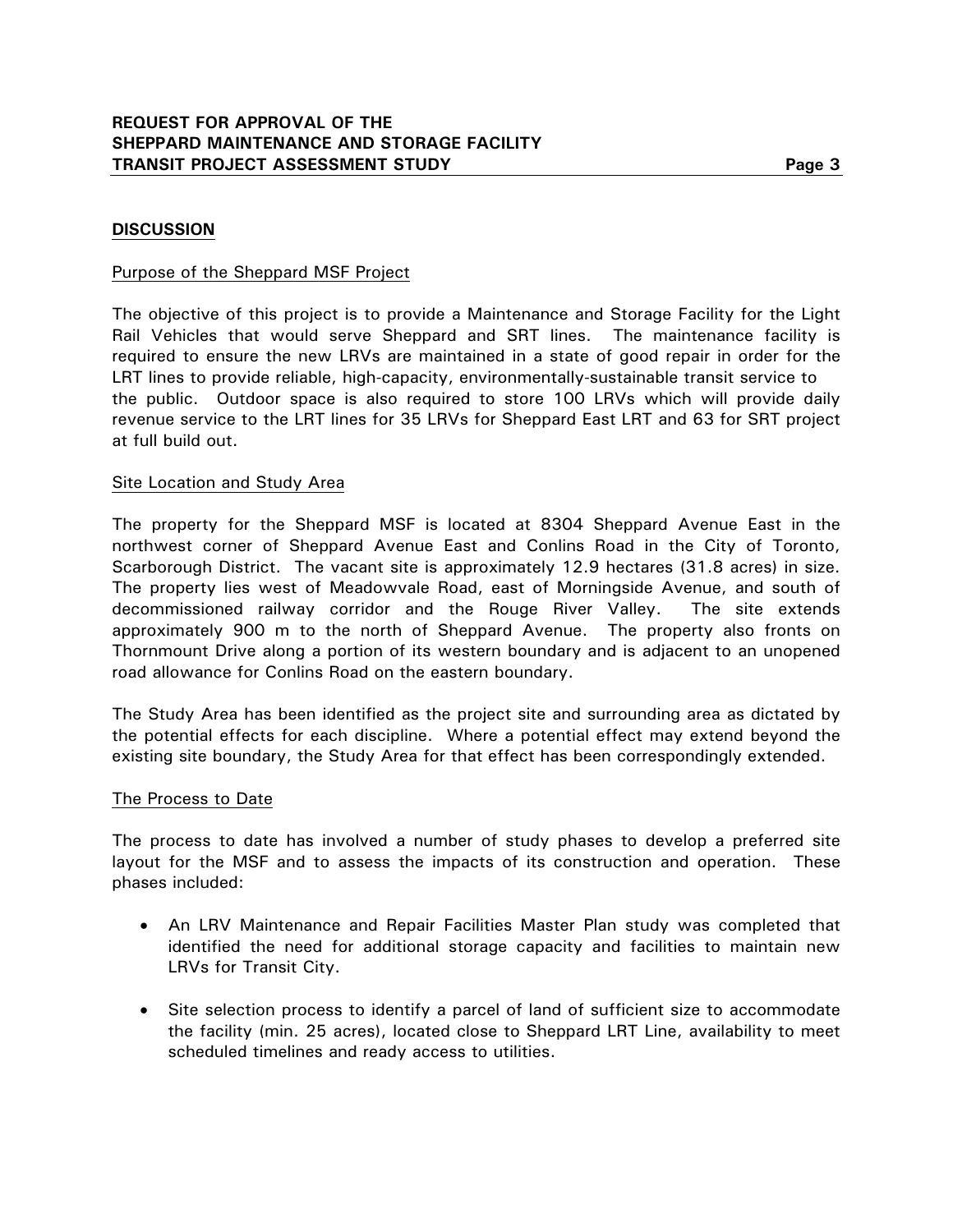## DISCUSSION

### Purpose of the Sheppard MSF Project

The objective of this project is to provide a Maintenance and Storage Facility for the Light Rail Vehicles that would serve Sheppard and SRT lines. The maintenance facility is required to ensure the new LRVs are maintained in a state of good repair in order for the LRT lines to provide reliable, high-capacity, environmentally-sustainable transit service to the public. Outdoor space is also required to store 100 LRVs which will provide daily revenue service to the LRT lines for 35 LRVs for Sheppard East LRT and 63 for SRT project at full build out.

### Site Location and Study Area

The property for the Sheppard MSF is located at 8304 Sheppard Avenue East in the northwest corner of Sheppard Avenue East and Conlins Road in the City of Toronto, Scarborough District. The vacant site is approximately 12.9 hectares (31.8 acres) in size. The property lies west of Meadowvale Road, east of Morningside Avenue, and south of decommissioned railway corridor and the Rouge River Valley. The site extends approximately 900 m to the north of Sheppard Avenue. The property also fronts on Thornmount Drive along a portion of its western boundary and is adjacent to an unopened road allowance for Conlins Road on the eastern boundary.

The Study Area has been identified as the project site and surrounding area as dictated by the potential effects for each discipline. Where a potential effect may extend beyond the existing site boundary, the Study Area for that effect has been correspondingly extended.

### The Process to Date

The process to date has involved a number of study phases to develop a preferred site layout for the MSF and to assess the impacts of its construction and operation. These phases included:

- An LRV Maintenance and Repair Facilities Master Plan study was completed that identified the need for additional storage capacity and facilities to maintain new LRVs for Transit City.
- Site selection process to identify a parcel of land of sufficient size to accommodate the facility (min. 25 acres), located close to Sheppard LRT Line, availability to meet scheduled timelines and ready access to utilities.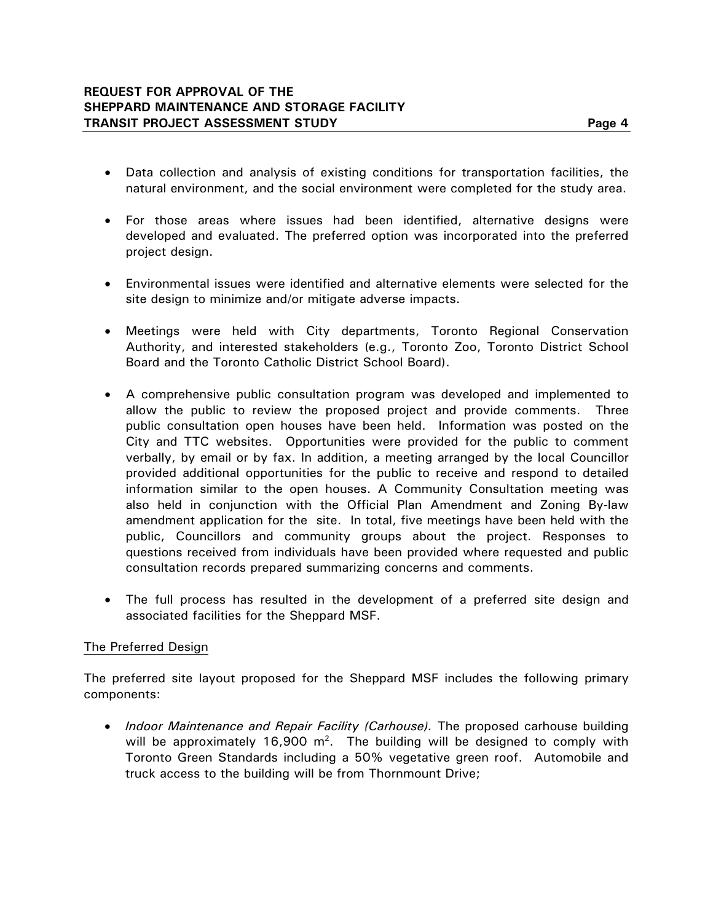- Data collection and analysis of existing conditions for transportation facilities, the natural environment, and the social environment were completed for the study area.

- For those areas where issues had been identified, alternative designs were developed and evaluated. The preferred option was incorporated into the preferred project design.

- Environmental issues were identified and alternative elements were selected for the site design to minimize and/or mitigate adverse impacts.

- Meetings were held with City departments, Toronto Regional Conservation Authority, and interested stakeholders (e.g., Toronto Zoo, Toronto District School Board and the Toronto Catholic District School Board).

- A comprehensive public consultation program was developed and implemented to allow the public to review the proposed project and provide comments. Three public consultation open houses have been held. Information was posted on the City and TTC websites. Opportunities were provided for the public to comment verbally, by email or by fax. In addition, a meeting arranged by the local Councillor provided additional opportunities for the public to receive and respond to detailed information similar to the open houses. A Community Consultation meeting was also held in conjunction with the Official Plan Amendment and Zoning By-law amendment application for the site. In total, five meetings have been held with the public, Councillors and community groups about the project. Responses to questions received from individuals have been provided where requested and public consultation records prepared summarizing concerns and comments.

- The full process has resulted in the development of a preferred site design and associated facilities for the Sheppard MSF.

<u>The Preferred Design</u>

The preferred site layout proposed for the Sheppard MSF includes the following primary components:

- *Indoor Maintenance and Repair Facility (Carhouse).* The proposed carhouse building will be approximately 16,900 $m^2$. The building will be designed to comply with Toronto Green Standards including a 50% vegetative green roof. Automobile and truck access to the building will be from Thornmount Drive;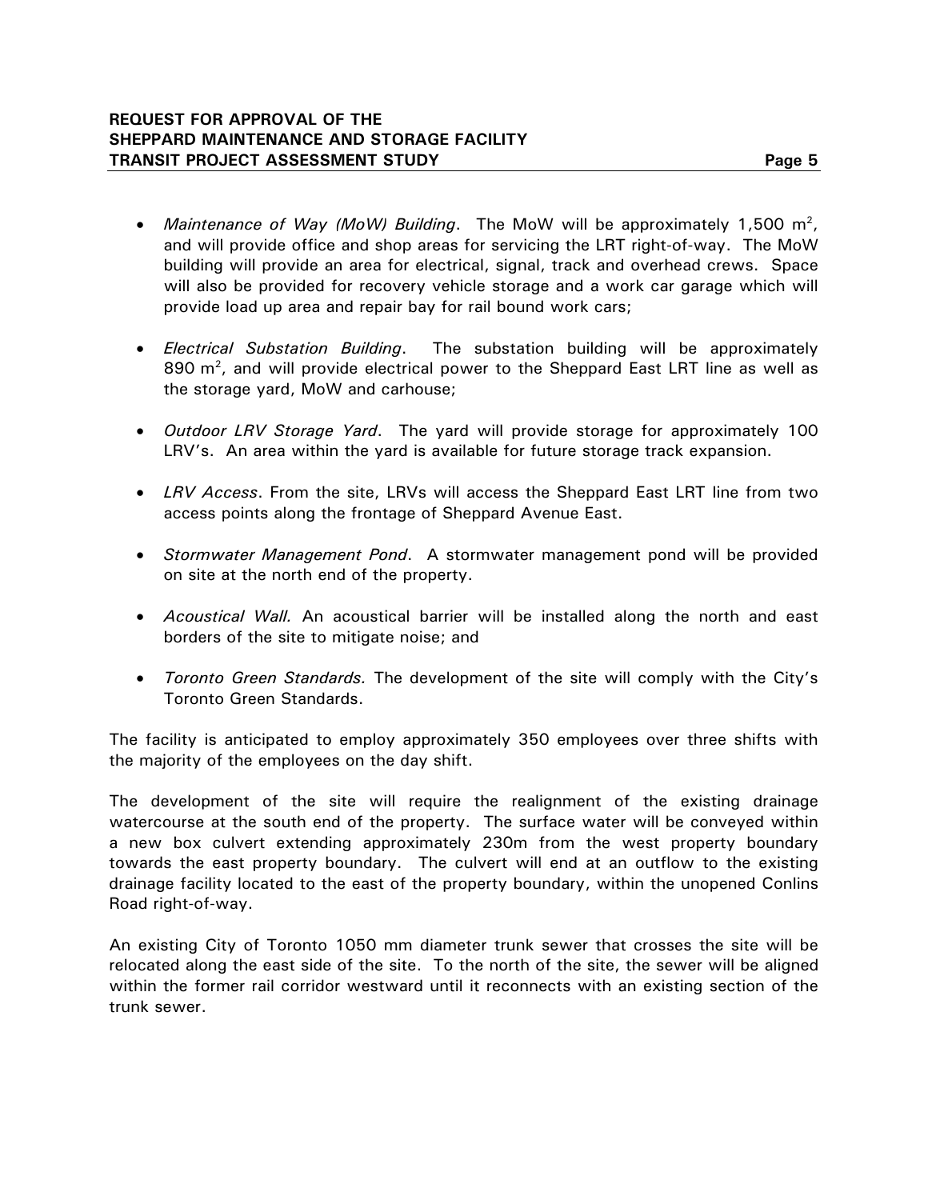- *Maintenance of Way (MoW) Building*. The MoW will be approximately 1,500 $m^2$, and will provide office and shop areas for servicing the LRT right-of-way. The MoW building will provide an area for electrical, signal, track and overhead crews. Space will also be provided for recovery vehicle storage and a work car garage which will provide load up area and repair bay for rail bound work cars;

- *Electrical Substation Building*. The substation building will be approximately 890 $m^2$, and will provide electrical power to the Sheppard East LRT line as well as the storage yard, MoW and carhouse;

- *Outdoor LRV Storage Yard*. The yard will provide storage for approximately 100 LRV's. An area within the yard is available for future storage track expansion.

- *LRV Access*. From the site, LRVs will access the Sheppard East LRT line from two access points along the frontage of Sheppard Avenue East.

- *Stormwater Management Pond*. A stormwater management pond will be provided on site at the north end of the property.

- *Acoustical Wall.* An acoustical barrier will be installed along the north and east borders of the site to mitigate noise; and

- *Toronto Green Standards.* The development of the site will comply with the City's Toronto Green Standards.

The facility is anticipated to employ approximately 350 employees over three shifts with the majority of the employees on the day shift.

The development of the site will require the realignment of the existing drainage watercourse at the south end of the property. The surface water will be conveyed within a new box culvert extending approximately 230m from the west property boundary towards the east property boundary. The culvert will end at an outflow to the existing drainage facility located to the east of the property boundary, within the unopened Conlins Road right-of-way.

An existing City of Toronto 1050 mm diameter trunk sewer that crosses the site will be relocated along the east side of the site. To the north of the site, the sewer will be aligned within the former rail corridor westward until it reconnects with an existing section of the trunk sewer.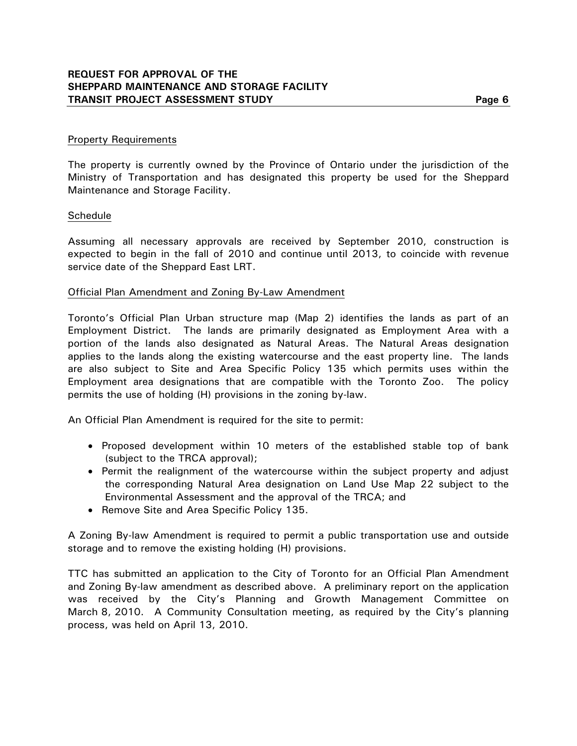Property Requirements

The property is currently owned by the Province of Ontario under the jurisdiction of the Ministry of Transportation and has designated this property be used for the Sheppard Maintenance and Storage Facility.

Schedule

Assuming all necessary approvals are received by September 2010, construction is expected to begin in the fall of 2010 and continue until 2013, to coincide with revenue service date of the Sheppard East LRT.

Official Plan Amendment and Zoning By-Law Amendment

Toronto's Official Plan Urban structure map (Map 2) identifies the lands as part of an Employment District. The lands are primarily designated as Employment Area with a portion of the lands also designated as Natural Areas. The Natural Areas designation applies to the lands along the existing watercourse and the east property line. The lands are also subject to Site and Area Specific Policy 135 which permits uses within the Employment area designations that are compatible with the Toronto Zoo. The policy permits the use of holding (H) provisions in the zoning by-law.

An Official Plan Amendment is required for the site to permit:

- Proposed development within 10 meters of the established stable top of bank (subject to the TRCA approval);
- Permit the realignment of the watercourse within the subject property and adjust the corresponding Natural Area designation on Land Use Map 22 subject to the Environmental Assessment and the approval of the TRCA; and
- Remove Site and Area Specific Policy 135.

A Zoning By-law Amendment is required to permit a public transportation use and outside storage and to remove the existing holding (H) provisions.

TTC has submitted an application to the City of Toronto for an Official Plan Amendment and Zoning By-law amendment as described above. A preliminary report on the application was received by the City's Planning and Growth Management Committee on March 8, 2010. A Community Consultation meeting, as required by the City's planning process, was held on April 13, 2010.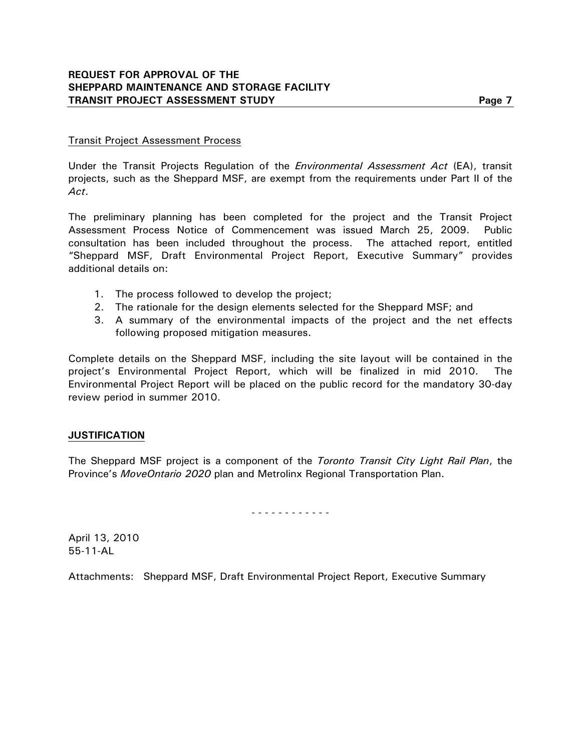Transit Project Assessment Process

Under the Transit Projects Regulation of the *Environmental Assessment Act* (EA), transit projects, such as the Sheppard MSF, are exempt from the requirements under Part II of the *Act*.

The preliminary planning has been completed for the project and the Transit Project Assessment Process Notice of Commencement was issued March 25, 2009. Public consultation has been included throughout the process. The attached report, entitled "Sheppard MSF, Draft Environmental Project Report, Executive Summary" provides additional details on:

1. The process followed to develop the project;
2. The rationale for the design elements selected for the Sheppard MSF; and
3. A summary of the environmental impacts of the project and the net effects following proposed mitigation measures.

Complete details on the Sheppard MSF, including the site layout will be contained in the project's Environmental Project Report, which will be finalized in mid 2010. The Environmental Project Report will be placed on the public record for the mandatory 30-day review period in summer 2010.

## JUSTIFICATION

The Sheppard MSF project is a component of the *Toronto Transit City Light Rail Plan*, the Province's *MoveOntario 2020* plan and Metrolinx Regional Transportation Plan.

- - - - - - - - - - - -

April 13, 2010
55-11-AL

Attachments: Sheppard MSF, Draft Environmental Project Report, Executive Summary